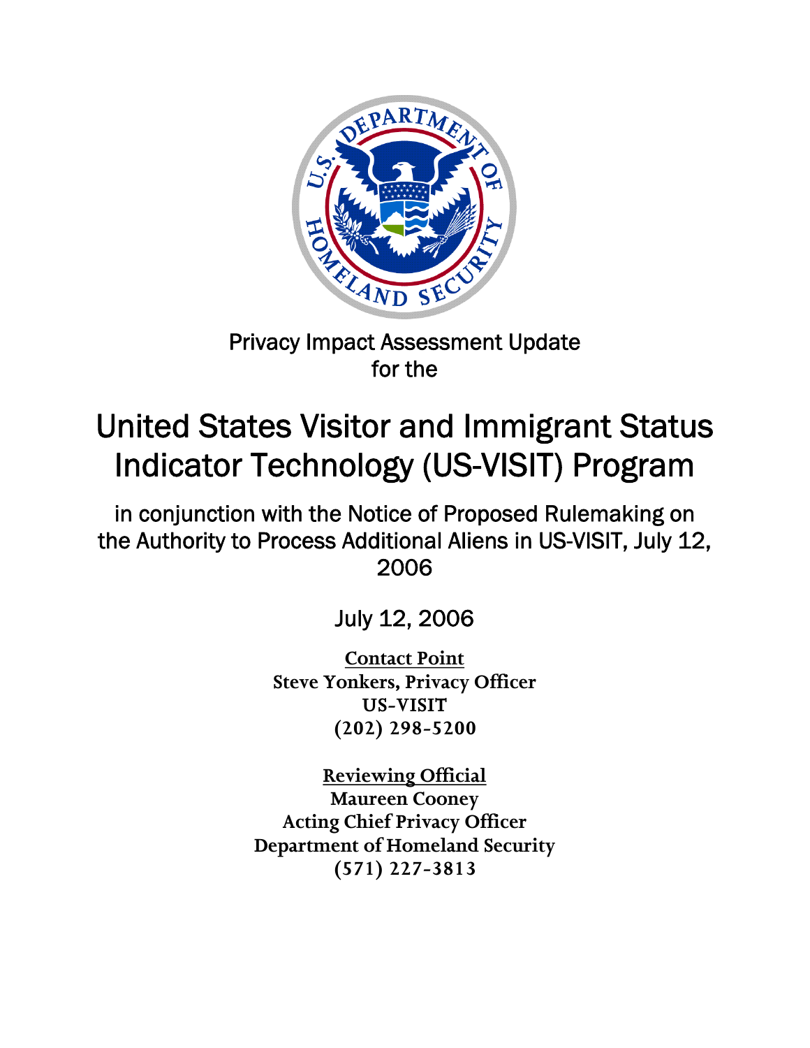Privacy Impact Assessment Update
for the

# United States Visitor and Immigrant Status Indicator Technology (US-VISIT) Program

in conjunction with the Notice of Proposed Rulemaking on the Authority to Process Additional Aliens in US-VISIT, July 12, 2006

July 12, 2006

**Contact Point**
**Steve Yonkers, Privacy Officer**
**US-VISIT**
**(202) 298-5200**

**Reviewing Official**
**Maureen Cooney**
**Acting Chief Privacy Officer**
**Department of Homeland Security**
**(571) 227-3813**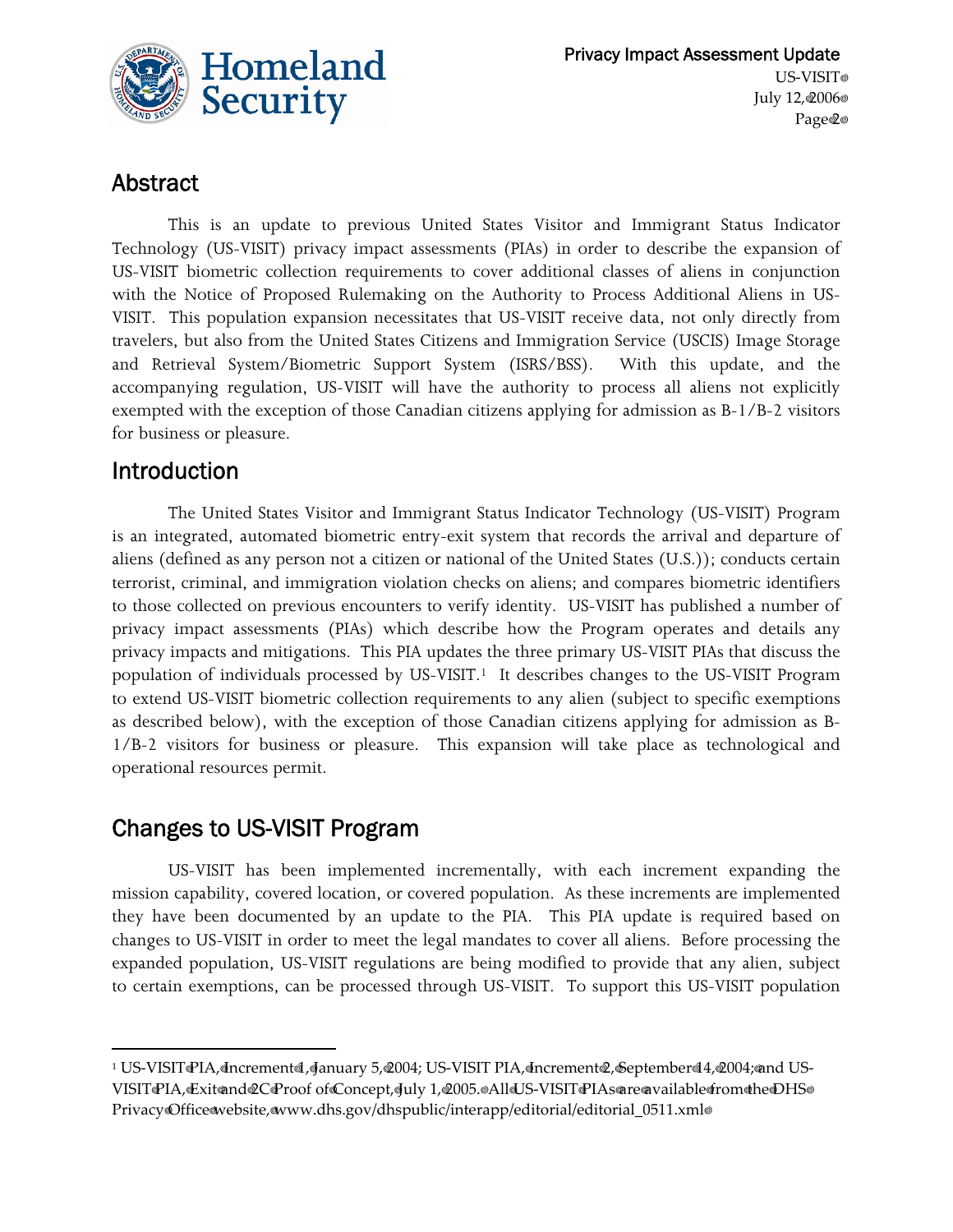## Abstract

This is an update to previous United States Visitor and Immigrant Status Indicator Technology (US-VISIT) privacy impact assessments (PIAs) in order to describe the expansion of US-VISIT biometric collection requirements to cover additional classes of aliens in conjunction with the Notice of Proposed Rulemaking on the Authority to Process Additional Aliens in US-VISIT. This population expansion necessitates that US-VISIT receive data, not only directly from travelers, but also from the United States Citizens and Immigration Service (USCIS) Image Storage and Retrieval System/Biometric Support System (ISRS/BSS). With this update, and the accompanying regulation, US-VISIT will have the authority to process all aliens not explicitly exempted with the exception of those Canadian citizens applying for admission as B-1/B-2 visitors for business or pleasure.

## Introduction

The United States Visitor and Immigrant Status Indicator Technology (US-VISIT) Program is an integrated, automated biometric entry-exit system that records the arrival and departure of aliens (defined as any person not a citizen or national of the United States (U.S.)); conducts certain terrorist, criminal, and immigration violation checks on aliens; and compares biometric identifiers to those collected on previous encounters to verify identity. US-VISIT has published a number of privacy impact assessments (PIAs) which describe how the Program operates and details any privacy impacts and mitigations. This PIA updates the three primary US-VISIT PIAs that discuss the population of individuals processed by US-VISIT.[1] It describes changes to the US-VISIT Program to extend US-VISIT biometric collection requirements to any alien (subject to specific exemptions as described below), with the exception of those Canadian citizens applying for admission as B-1/B-2 visitors for business or pleasure. This expansion will take place as technological and operational resources permit.

## Changes to US-VISIT Program

US-VISIT has been implemented incrementally, with each increment expanding the mission capability, covered location, or covered population. As these increments are implemented they have been documented by an update to the PIA. This PIA update is required based on changes to US-VISIT in order to meet the legal mandates to cover all aliens. Before processing the expanded population, US-VISIT regulations are being modified to provide that any alien, subject to certain exemptions, can be processed through US-VISIT. To support this US-VISIT population

---

[1] US-VISIT PIA, Increment 1, January 5, 2004; US-VISIT PIA, Increment 2, September 14, 2004; and US-VISIT PIA, Exit and 2C Proof of Concept, July 1, 2005. All US-VISIT PIAs are available from the DHS Privacy Office website, www.dhs.gov/dhspublic/interapp/editorial/editorial_0511.xml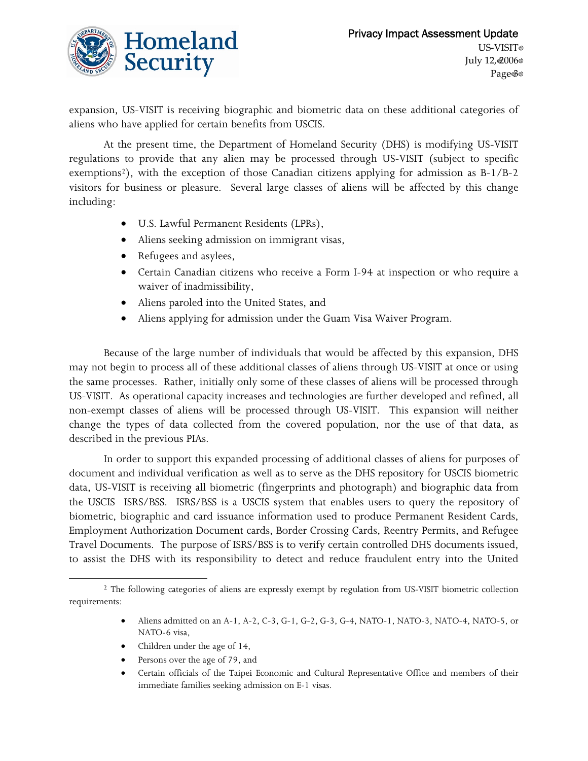expansion, US-VISIT is receiving biographic and biometric data on these additional categories of aliens who have applied for certain benefits from USCIS.

At the present time, the Department of Homeland Security (DHS) is modifying US-VISIT regulations to provide that any alien may be processed through US-VISIT (subject to specific exemptions[2]), with the exception of those Canadian citizens applying for admission as B-1/B-2 visitors for business or pleasure. Several large classes of aliens will be affected by this change including:

- U.S. Lawful Permanent Residents (LPRs),
- Aliens seeking admission on immigrant visas,
- Refugees and asylees,
- Certain Canadian citizens who receive a Form I-94 at inspection or who require a waiver of inadmissibility,
- Aliens paroled into the United States, and
- Aliens applying for admission under the Guam Visa Waiver Program.

Because of the large number of individuals that would be affected by this expansion, DHS may not begin to process all of these additional classes of aliens through US-VISIT at once or using the same processes. Rather, initially only some of these classes of aliens will be processed through US-VISIT. As operational capacity increases and technologies are further developed and refined, all non-exempt classes of aliens will be processed through US-VISIT. This expansion will neither change the types of data collected from the covered population, nor the use of that data, as described in the previous PIAs.

In order to support this expanded processing of additional classes of aliens for purposes of document and individual verification as well as to serve as the DHS repository for USCIS biometric data, US-VISIT is receiving all biometric (fingerprints and photograph) and biographic data from the USCIS ISRS/BSS. ISRS/BSS is a USCIS system that enables users to query the repository of biometric, biographic and card issuance information used to produce Permanent Resident Cards, Employment Authorization Document cards, Border Crossing Cards, Reentry Permits, and Refugee Travel Documents. The purpose of ISRS/BSS is to verify certain controlled DHS documents issued, to assist the DHS with its responsibility to detect and reduce fraudulent entry into the United

---

[2] The following categories of aliens are expressly exempt by regulation from US-VISIT biometric collection requirements:

- Aliens admitted on an A-1, A-2, C-3, G-1, G-2, G-3, G-4, NATO-1, NATO-3, NATO-4, NATO-5, or NATO-6 visa,
- Children under the age of 14,
- Persons over the age of 79, and
- Certain officials of the Taipei Economic and Cultural Representative Office and members of their immediate families seeking admission on E-1 visas.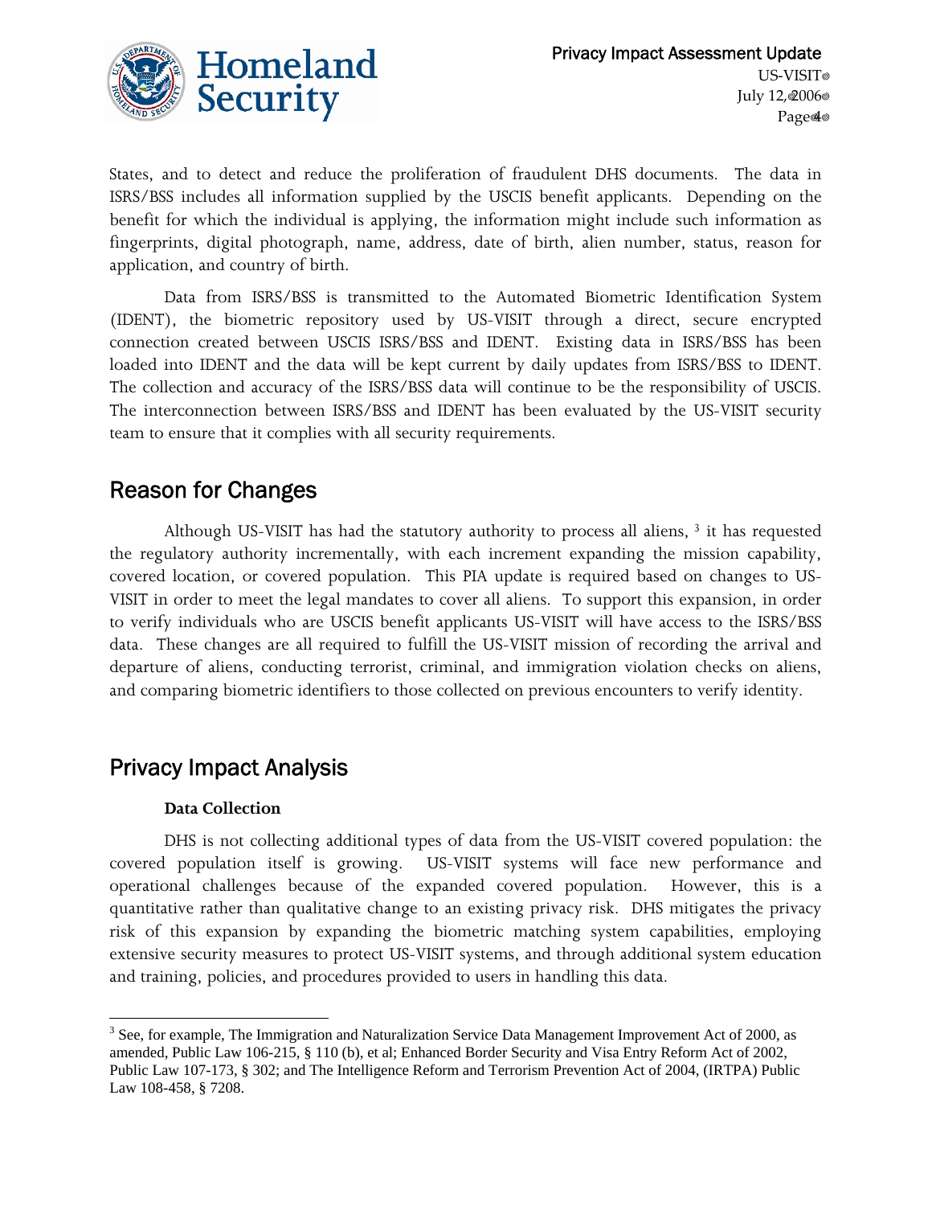States, and to detect and reduce the proliferation of fraudulent DHS documents. The data in ISRS/BSS includes all information supplied by the USCIS benefit applicants. Depending on the benefit for which the individual is applying, the information might include such information as fingerprints, digital photograph, name, address, date of birth, alien number, status, reason for application, and country of birth.

Data from ISRS/BSS is transmitted to the Automated Biometric Identification System (IDENT), the biometric repository used by US-VISIT through a direct, secure encrypted connection created between USCIS ISRS/BSS and IDENT. Existing data in ISRS/BSS has been loaded into IDENT and the data will be kept current by daily updates from ISRS/BSS to IDENT. The collection and accuracy of the ISRS/BSS data will continue to be the responsibility of USCIS. The interconnection between ISRS/BSS and IDENT has been evaluated by the US-VISIT security team to ensure that it complies with all security requirements.

## Reason for Changes

Although US-VISIT has had the statutory authority to process all aliens, [3] it has requested the regulatory authority incrementally, with each increment expanding the mission capability, covered location, or covered population. This PIA update is required based on changes to US-VISIT in order to meet the legal mandates to cover all aliens. To support this expansion, in order to verify individuals who are USCIS benefit applicants US-VISIT will have access to the ISRS/BSS data. These changes are all required to fulfill the US-VISIT mission of recording the arrival and departure of aliens, conducting terrorist, criminal, and immigration violation checks on aliens, and comparing biometric identifiers to those collected on previous encounters to verify identity.

## Privacy Impact Analysis

### Data Collection

DHS is not collecting additional types of data from the US-VISIT covered population: the covered population itself is growing. US-VISIT systems will face new performance and operational challenges because of the expanded covered population. However, this is a quantitative rather than qualitative change to an existing privacy risk. DHS mitigates the privacy risk of this expansion by expanding the biometric matching system capabilities, employing extensive security measures to protect US-VISIT systems, and through additional system education and training, policies, and procedures provided to users in handling this data.

---

[3] See, for example, The Immigration and Naturalization Service Data Management Improvement Act of 2000, as amended, Public Law 106-215, § 110 (b), et al; Enhanced Border Security and Visa Entry Reform Act of 2002, Public Law 107-173, § 302; and The Intelligence Reform and Terrorism Prevention Act of 2004, (IRTPA) Public Law 108-458, § 7208.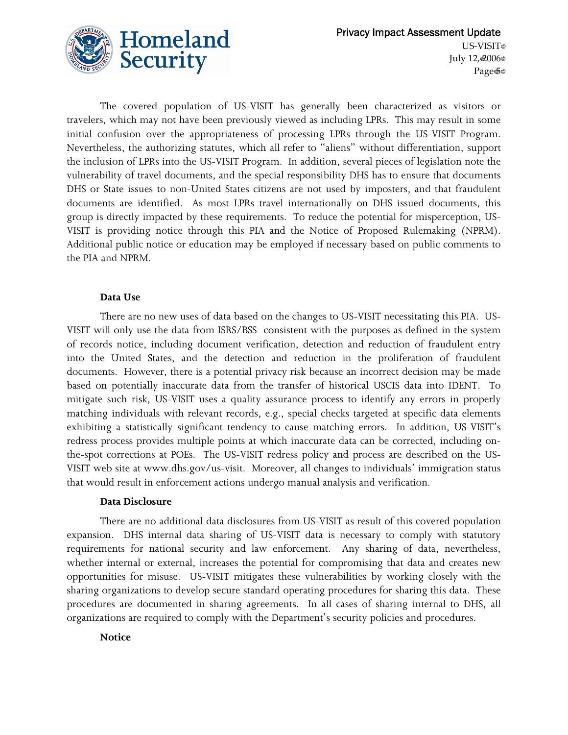The covered population of US-VISIT has generally been characterized as visitors or travelers, which may not have been previously viewed as including LPRs. This may result in some initial confusion over the appropriateness of processing LPRs through the US-VISIT Program. Nevertheless, the authorizing statutes, which all refer to "aliens" without differentiation, support the inclusion of LPRs into the US-VISIT Program. In addition, several pieces of legislation note the vulnerability of travel documents, and the special responsibility DHS has to ensure that documents DHS or State issues to non-United States citizens are not used by imposters, and that fraudulent documents are identified. As most LPRs travel internationally on DHS issued documents, this group is directly impacted by these requirements. To reduce the potential for misperception, US-VISIT is providing notice through this PIA and the Notice of Proposed Rulemaking (NPRM). Additional public notice or education may be employed if necessary based on public comments to the PIA and NPRM.

**Data Use**

There are no new uses of data based on the changes to US-VISIT necessitating this PIA. US-VISIT will only use the data from ISRS/BSS consistent with the purposes as defined in the system of records notice, including document verification, detection and reduction of fraudulent entry into the United States, and the detection and reduction in the proliferation of fraudulent documents. However, there is a potential privacy risk because an incorrect decision may be made based on potentially inaccurate data from the transfer of historical USCIS data into IDENT. To mitigate such risk, US-VISIT uses a quality assurance process to identify any errors in properly matching individuals with relevant records, e.g., special checks targeted at specific data elements exhibiting a statistically significant tendency to cause matching errors. In addition, US-VISIT's redress process provides multiple points at which inaccurate data can be corrected, including on-the-spot corrections at POEs. The US-VISIT redress policy and process are described on the US-VISIT web site at www.dhs.gov/us-visit. Moreover, all changes to individuals' immigration status that would result in enforcement actions undergo manual analysis and verification.

**Data Disclosure**

There are no additional data disclosures from US-VISIT as result of this covered population expansion. DHS internal data sharing of US-VISIT data is necessary to comply with statutory requirements for national security and law enforcement. Any sharing of data, nevertheless, whether internal or external, increases the potential for compromising that data and creates new opportunities for misuse. US-VISIT mitigates these vulnerabilities by working closely with the sharing organizations to develop secure standard operating procedures for sharing this data. These procedures are documented in sharing agreements. In all cases of sharing internal to DHS, all organizations are required to comply with the Department's security policies and procedures.

**Notice**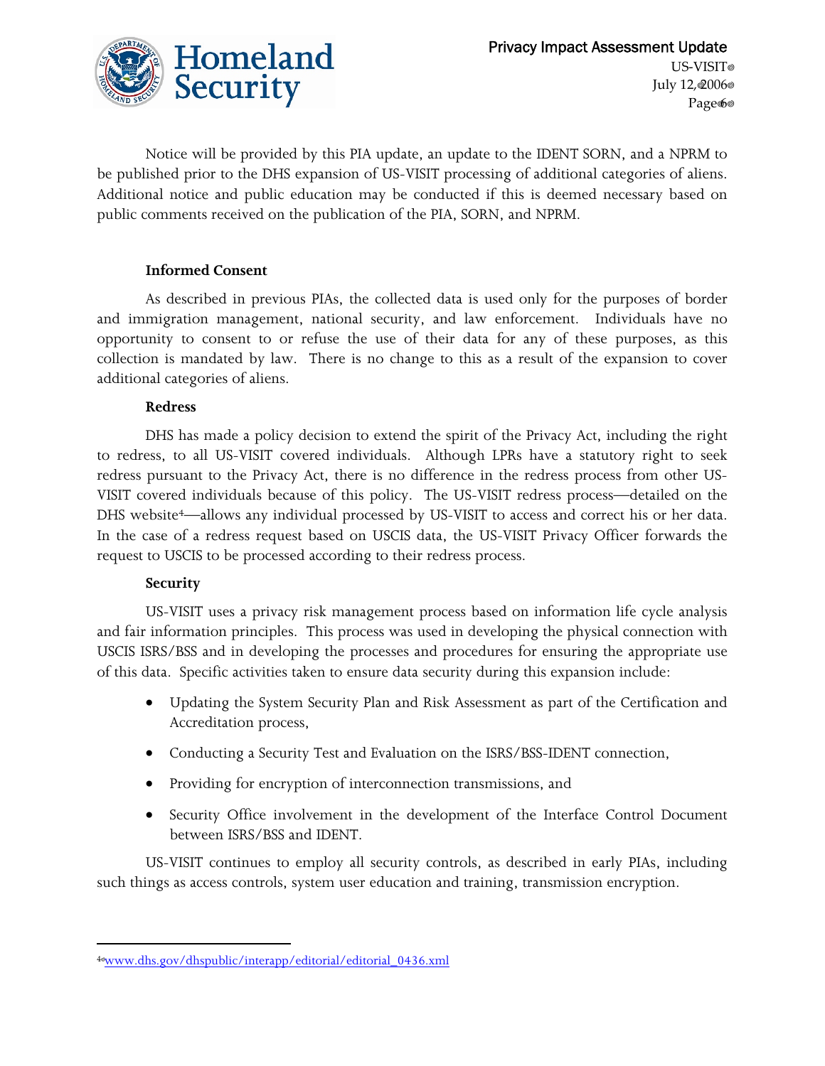Notice will be provided by this PIA update, an update to the IDENT SORN, and a NPRM to be published prior to the DHS expansion of US-VISIT processing of additional categories of aliens. Additional notice and public education may be conducted if this is deemed necessary based on public comments received on the publication of the PIA, SORN, and NPRM.

**Informed Consent**

As described in previous PIAs, the collected data is used only for the purposes of border and immigration management, national security, and law enforcement. Individuals have no opportunity to consent to or refuse the use of their data for any of these purposes, as this collection is mandated by law. There is no change to this as a result of the expansion to cover additional categories of aliens.

**Redress**

DHS has made a policy decision to extend the spirit of the Privacy Act, including the right to redress, to all US-VISIT covered individuals. Although LPRs have a statutory right to seek redress pursuant to the Privacy Act, there is no difference in the redress process from other US-VISIT covered individuals because of this policy. The US-VISIT redress process—detailed on the DHS website[4]—allows any individual processed by US-VISIT to access and correct his or her data. In the case of a redress request based on USCIS data, the US-VISIT Privacy Officer forwards the request to USCIS to be processed according to their redress process.

**Security**

US-VISIT uses a privacy risk management process based on information life cycle analysis and fair information principles. This process was used in developing the physical connection with USCIS ISRS/BSS and in developing the processes and procedures for ensuring the appropriate use of this data. Specific activities taken to ensure data security during this expansion include:

- Updating the System Security Plan and Risk Assessment as part of the Certification and Accreditation process,
- Conducting a Security Test and Evaluation on the ISRS/BSS-IDENT connection,
- Providing for encryption of interconnection transmissions, and
- Security Office involvement in the development of the Interface Control Document between ISRS/BSS and IDENT.

US-VISIT continues to employ all security controls, as described in early PIAs, including such things as access controls, system user education and training, transmission encryption.

---

[4] www.dhs.gov/dhspublic/interapp/editorial/editorial_0436.xml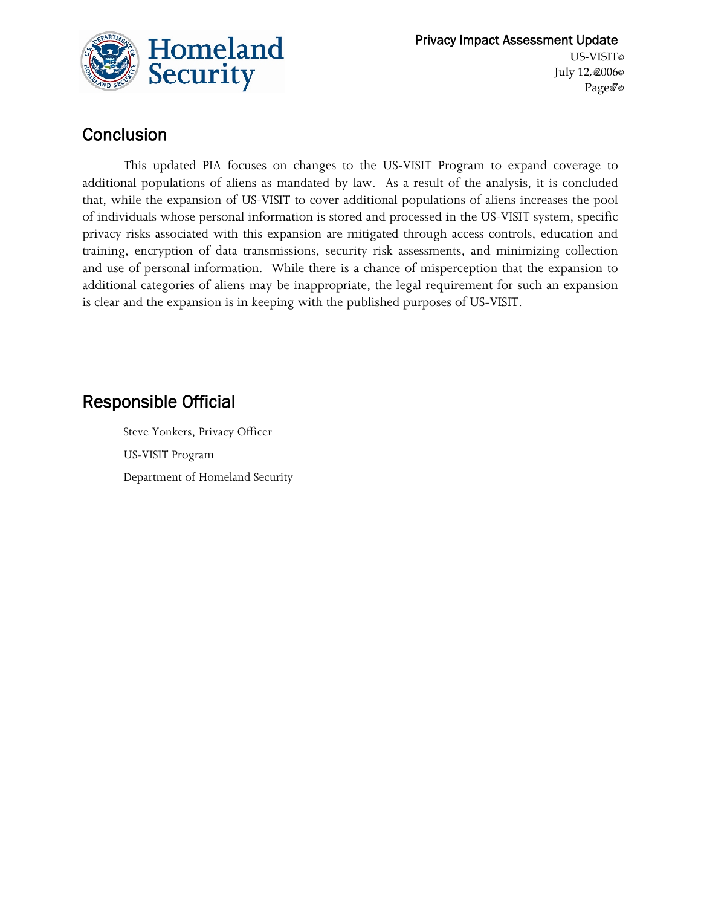## Conclusion

This updated PIA focuses on changes to the US-VISIT Program to expand coverage to additional populations of aliens as mandated by law. As a result of the analysis, it is concluded that, while the expansion of US-VISIT to cover additional populations of aliens increases the pool of individuals whose personal information is stored and processed in the US-VISIT system, specific privacy risks associated with this expansion are mitigated through access controls, education and training, encryption of data transmissions, security risk assessments, and minimizing collection and use of personal information. While there is a chance of misperception that the expansion to additional categories of aliens may be inappropriate, the legal requirement for such an expansion is clear and the expansion is in keeping with the published purposes of US-VISIT.

## Responsible Official

Steve Yonkers, Privacy Officer

US-VISIT Program

Department of Homeland Security